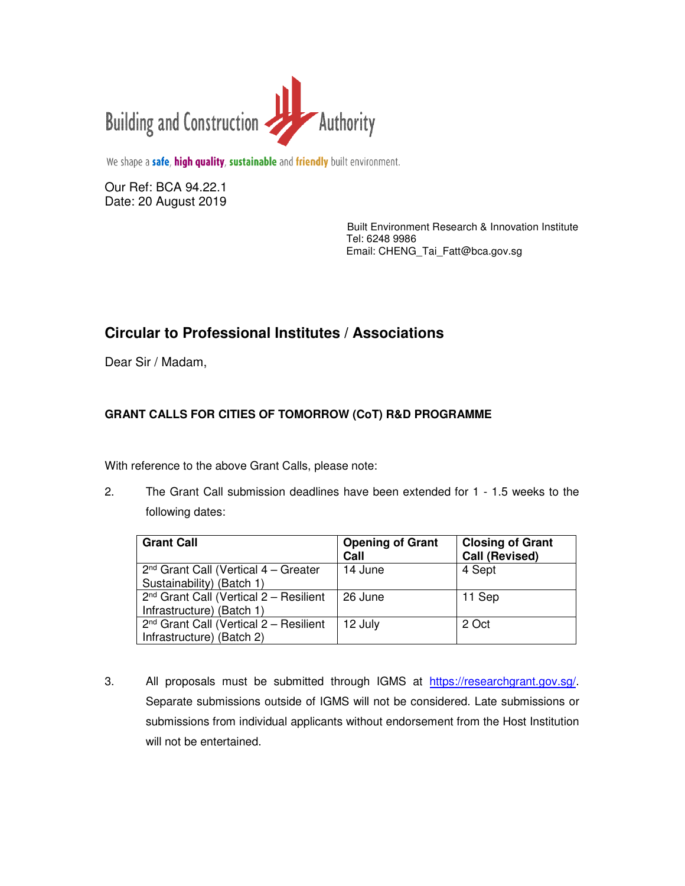Building and Construction Authority

We shape a safe, high quality, sustainable and friendly built environment.

Our Ref: BCA 94.22.1
Date: 20 August 2019

Built Environment Research & Innovation Institute
Tel: 6248 9986
Email: CHENG_Tai_Fatt@bca.gov.sg

## Circular to Professional Institutes / Associations

Dear Sir / Madam,

**GRANT CALLS FOR CITIES OF TOMORROW (CoT) R&D PROGRAMME**

With reference to the above Grant Calls, please note:

2. The Grant Call submission deadlines have been extended for 1 - 1.5 weeks to the following dates:

| Grant Call | Opening of Grant Call | Closing of Grant Call (Revised) |
|---|---|---|
| 2nd Grant Call (Vertical 4 – Greater Sustainability) (Batch 1) | 14 June | 4 Sept |
| 2nd Grant Call (Vertical 2 – Resilient Infrastructure) (Batch 1) | 26 June | 11 Sep |
| 2nd Grant Call (Vertical 2 – Resilient Infrastructure) (Batch 2) | 12 July | 2 Oct |

3. All proposals must be submitted through IGMS at https://researchgrant.gov.sg/. Separate submissions outside of IGMS will not be considered. Late submissions or submissions from individual applicants without endorsement from the Host Institution will not be entertained.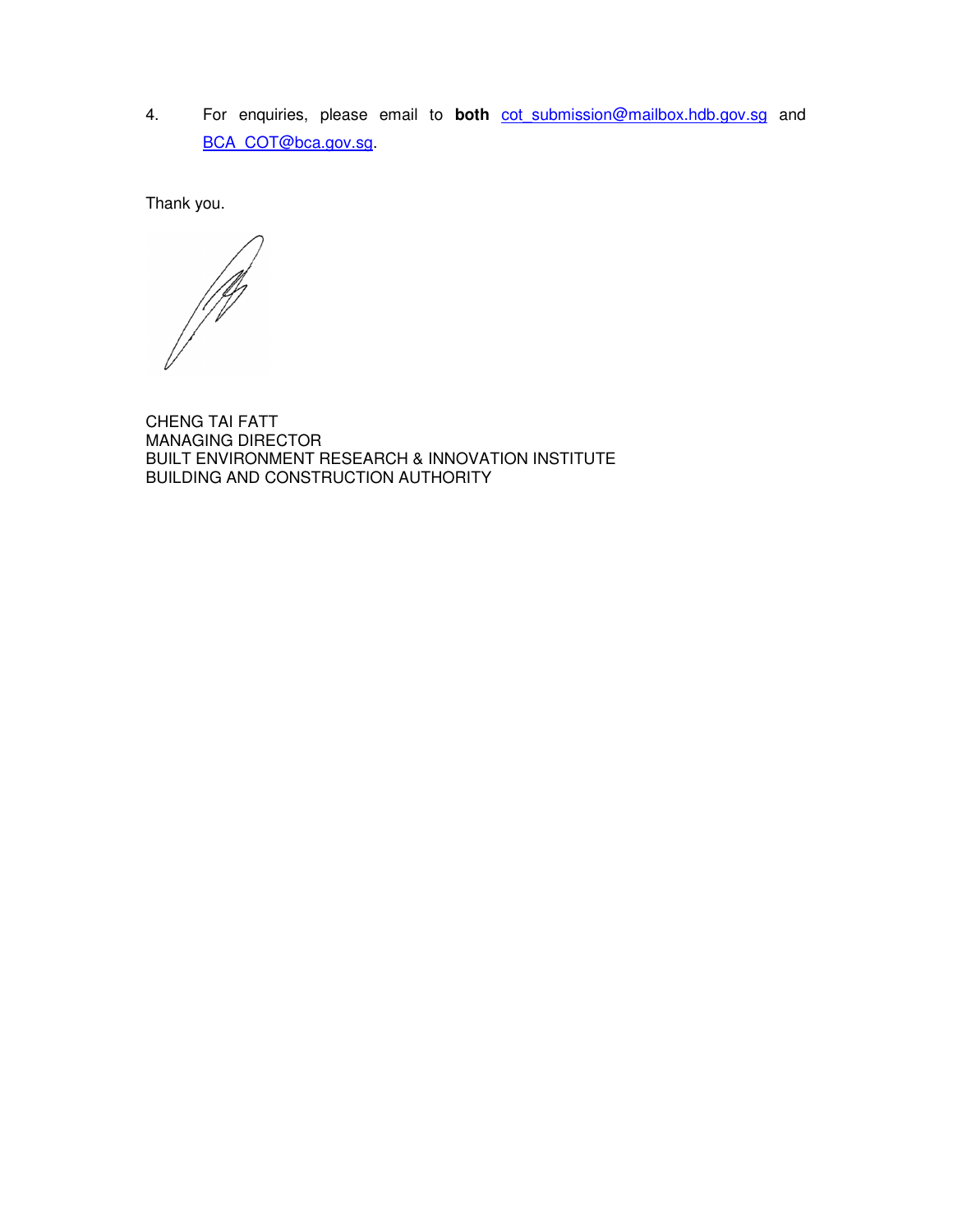4. For enquiries, please email to **both** cot_submission@mailbox.hdb.gov.sg and BCA_COT@bca.gov.sg.

Thank you.

CHENG TAI FATT
MANAGING DIRECTOR
BUILT ENVIRONMENT RESEARCH & INNOVATION INSTITUTE
BUILDING AND CONSTRUCTION AUTHORITY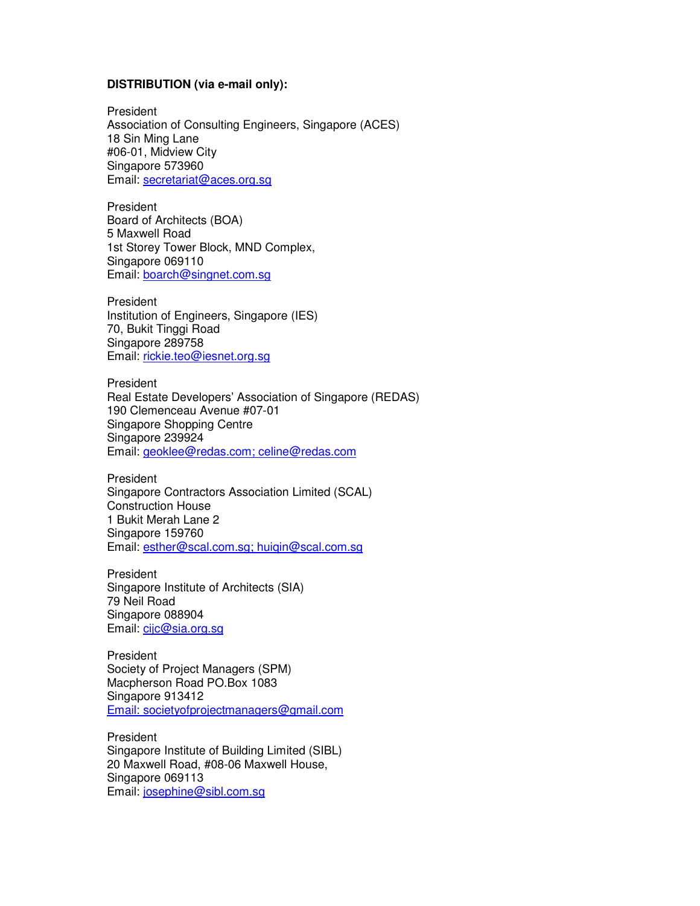**DISTRIBUTION (via e-mail only):**

President
Association of Consulting Engineers, Singapore (ACES)
18 Sin Ming Lane
#06-01, Midview City
Singapore 573960
Email: secretariat@aces.org.sg

President
Board of Architects (BOA)
5 Maxwell Road
1st Storey Tower Block, MND Complex,
Singapore 069110
Email: boarch@singnet.com.sg

President
Institution of Engineers, Singapore (IES)
70, Bukit Tinggi Road
Singapore 289758
Email: rickie.teo@iesnet.org.sg

President
Real Estate Developers' Association of Singapore (REDAS)
190 Clemenceau Avenue #07-01
Singapore Shopping Centre
Singapore 239924
Email: geoklee@redas.com; celine@redas.com

President
Singapore Contractors Association Limited (SCAL)
Construction House
1 Bukit Merah Lane 2
Singapore 159760
Email: esther@scal.com.sg; huiqin@scal.com.sg

President
Singapore Institute of Architects (SIA)
79 Neil Road
Singapore 088904
Email: cijc@sia.org.sg

President
Society of Project Managers (SPM)
Macpherson Road PO.Box 1083
Singapore 913412
Email: societyofprojectmanagers@gmail.com

President
Singapore Institute of Building Limited (SIBL)
20 Maxwell Road, #08-06 Maxwell House,
Singapore 069113
Email: josephine@sibl.com.sg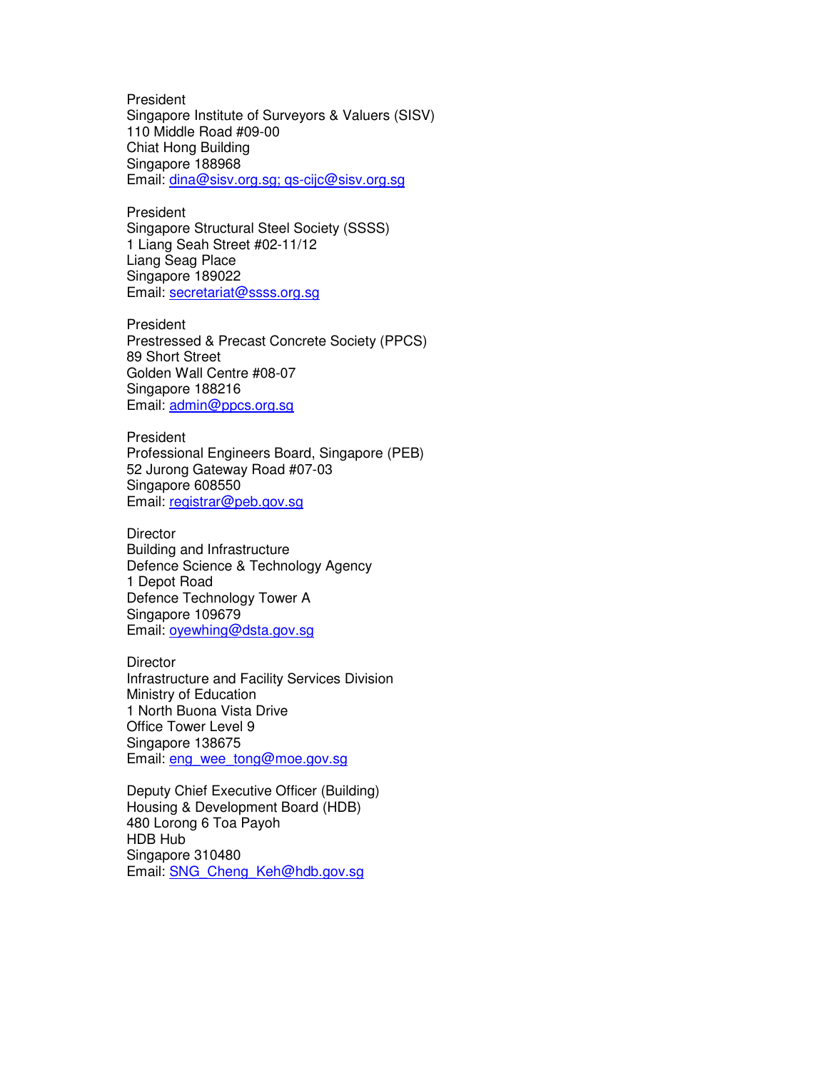President
Singapore Institute of Surveyors & Valuers (SISV)
110 Middle Road #09-00
Chiat Hong Building
Singapore 188968
Email: dina@sisv.org.sg; qs-cijc@sisv.org.sg

President
Singapore Structural Steel Society (SSSS)
1 Liang Seah Street #02-11/12
Liang Seag Place
Singapore 189022
Email: secretariat@ssss.org.sg

President
Prestressed & Precast Concrete Society (PPCS)
89 Short Street
Golden Wall Centre #08-07
Singapore 188216
Email: admin@ppcs.org.sg

President
Professional Engineers Board, Singapore (PEB)
52 Jurong Gateway Road #07-03
Singapore 608550
Email: registrar@peb.gov.sg

Director
Building and Infrastructure
Defence Science & Technology Agency
1 Depot Road
Defence Technology Tower A
Singapore 109679
Email: oyewhing@dsta.gov.sg

Director
Infrastructure and Facility Services Division
Ministry of Education
1 North Buona Vista Drive
Office Tower Level 9
Singapore 138675
Email: eng_wee_tong@moe.gov.sg

Deputy Chief Executive Officer (Building)
Housing & Development Board (HDB)
480 Lorong 6 Toa Payoh
HDB Hub
Singapore 310480
Email: SNG_Cheng_Keh@hdb.gov.sg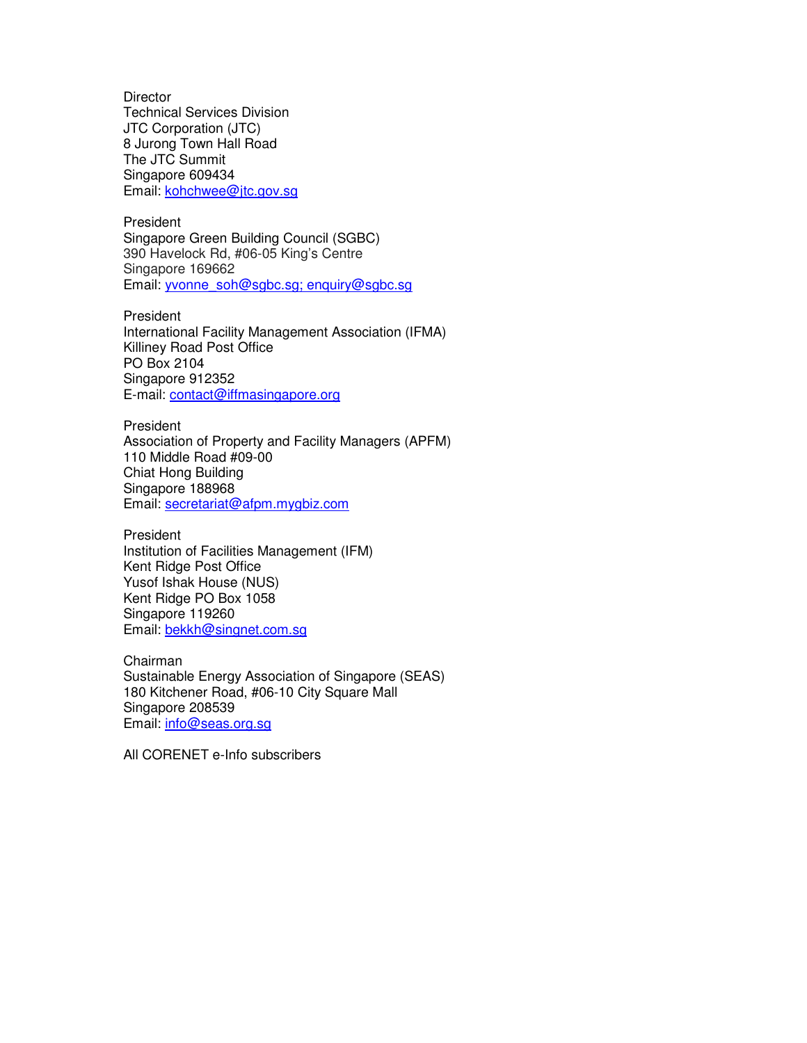Director
Technical Services Division
JTC Corporation (JTC)
8 Jurong Town Hall Road
The JTC Summit
Singapore 609434
Email: kohchwee@jtc.gov.sg

President
Singapore Green Building Council (SGBC)
390 Havelock Rd, #06-05 King's Centre
Singapore 169662
Email: yvonne_soh@sgbc.sg; enquiry@sgbc.sg

President
International Facility Management Association (IFMA)
Killiney Road Post Office
PO Box 2104
Singapore 912352
E-mail: contact@iffmasingapore.org

President
Association of Property and Facility Managers (APFM)
110 Middle Road #09-00
Chiat Hong Building
Singapore 188968
Email: secretariat@afpm.mygbiz.com

President
Institution of Facilities Management (IFM)
Kent Ridge Post Office
Yusof Ishak House (NUS)
Kent Ridge PO Box 1058
Singapore 119260
Email: bekkh@singnet.com.sg

Chairman
Sustainable Energy Association of Singapore (SEAS)
180 Kitchener Road, #06-10 City Square Mall
Singapore 208539
Email: info@seas.org.sg

All CORENET e-Info subscribers